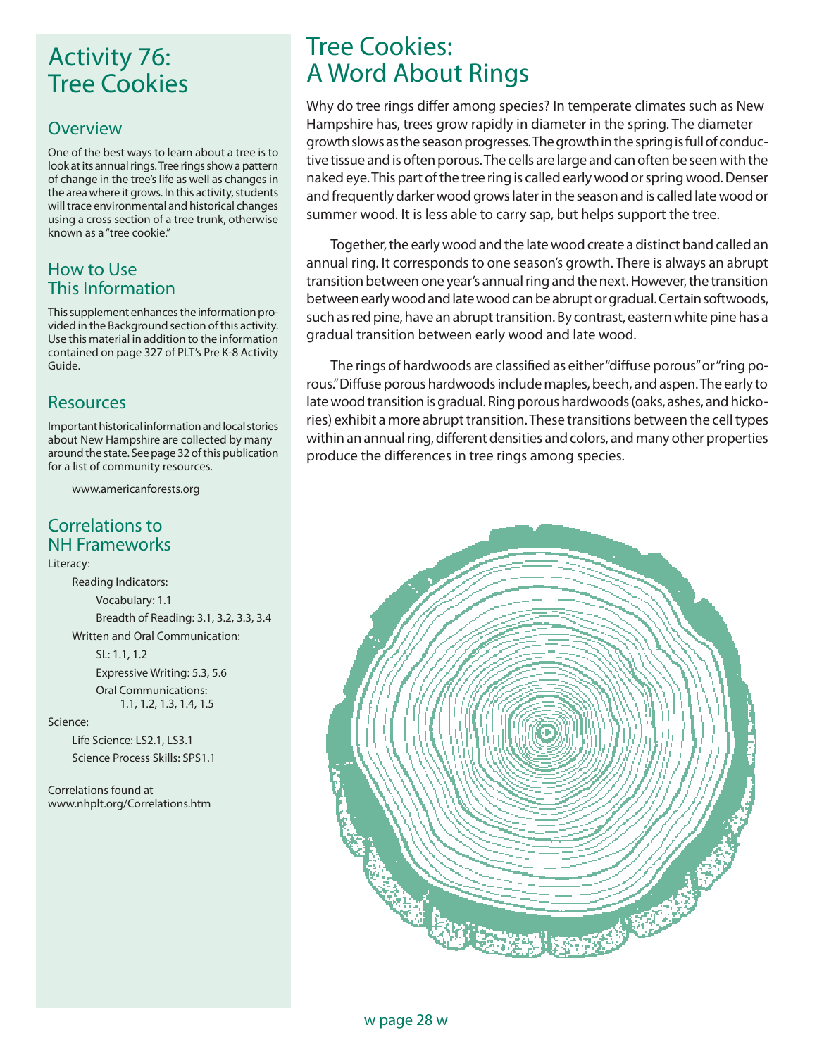# Activity 76: Tree Cookies

## Overview

One of the best ways to learn about a tree is to look at its annual rings. Tree rings show a pattern of change in the tree's life as well as changes in the area where it grows. In this activity, students will trace environmental and historical changes using a cross section of a tree trunk, otherwise known as a "tree cookie."

## How to Use This Information

This supplement enhances the information provided in the Background section of this activity. Use this material in addition to the information contained on page 327 of PLT's Pre K-8 Activity Guide.

## Resources

Important historical information and local stories about New Hampshire are collected by many around the state. See page 32 of this publication for a list of community resources.

www.americanforests.org

## Correlations to NH Frameworks

Literacy:

- Reading Indicators:
  - Vocabulary: 1.1
  - Breadth of Reading: 3.1, 3.2, 3.3, 3.4
- Written and Oral Communication:
  - SL: 1.1, 1.2
  - Expressive Writing: 5.3, 5.6
  - Oral Communications: 1.1, 1.2, 1.3, 1.4, 1.5

Science:

- Life Science: LS2.1, LS3.1
- Science Process Skills: SPS1.1

Correlations found at www.nhplt.org/Correlations.htm

# Tree Cookies: A Word About Rings

Why do tree rings differ among species? In temperate climates such as New Hampshire has, trees grow rapidly in diameter in the spring. The diameter growth slows as the season progresses. The growth in the spring is full of conductive tissue and is often porous. The cells are large and can often be seen with the naked eye. This part of the tree ring is called early wood or spring wood. Denser and frequently darker wood grows later in the season and is called late wood or summer wood. It is less able to carry sap, but helps support the tree.

Together, the early wood and the late wood create a distinct band called an annual ring. It corresponds to one season's growth. There is always an abrupt transition between one year's annual ring and the next. However, the transition between early wood and late wood can be abrupt or gradual. Certain softwoods, such as red pine, have an abrupt transition. By contrast, eastern white pine has a gradual transition between early wood and late wood.

The rings of hardwoods are classified as either "diffuse porous" or "ring porous." Diffuse porous hardwoods include maples, beech, and aspen. The early to late wood transition is gradual. Ring porous hardwoods (oaks, ashes, and hickories) exhibit a more abrupt transition. These transitions between the cell types within an annual ring, different densities and colors, and many other properties produce the differences in tree rings among species.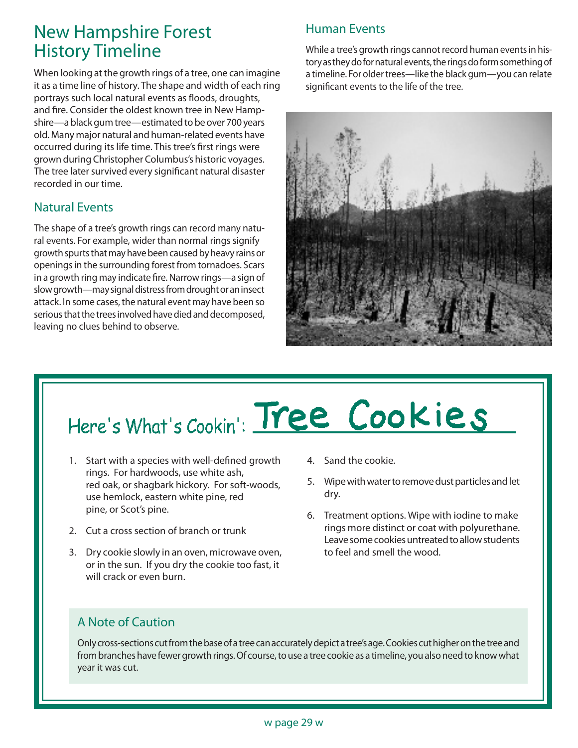# New Hampshire Forest History Timeline

When looking at the growth rings of a tree, one can imagine it as a time line of history. The shape and width of each ring portrays such local natural events as floods, droughts, and fire. Consider the oldest known tree in New Hampshire—a black gum tree—estimated to be over 700 years old. Many major natural and human-related events have occurred during its life time. This tree's first rings were grown during Christopher Columbus's historic voyages. The tree later survived every significant natural disaster recorded in our time.

## Natural Events

The shape of a tree's growth rings can record many natural events. For example, wider than normal rings signify growth spurts that may have been caused by heavy rains or openings in the surrounding forest from tornadoes. Scars in a growth ring may indicate fire. Narrow rings—a sign of slow growth—may signal distress from drought or an insect attack. In some cases, the natural event may have been so serious that the trees involved have died and decomposed, leaving no clues behind to observe.

## Human Events

While a tree's growth rings cannot record human events in history as they do for natural events, the rings do form something of a timeline. For older trees—like the black gum—you can relate significant events to the life of the tree.

## Here's What's Cookin': Tree Cookies

1. Start with a species with well-defined growth rings. For hardwoods, use white ash, red oak, or shagbark hickory. For soft-woods, use hemlock, eastern white pine, red pine, or Scot's pine.
2. Cut a cross section of branch or trunk
3. Dry cookie slowly in an oven, microwave oven, or in the sun. If you dry the cookie too fast, it will crack or even burn.
4. Sand the cookie.
5. Wipe with water to remove dust particles and let dry.
6. Treatment options. Wipe with iodine to make rings more distinct or coat with polyurethane. Leave some cookies untreated to allow students to feel and smell the wood.

### A Note of Caution

Only cross-sections cut from the base of a tree can accurately depict a tree's age. Cookies cut higher on the tree and from branches have fewer growth rings. Of course, to use a tree cookie as a timeline, you also need to know what year it was cut.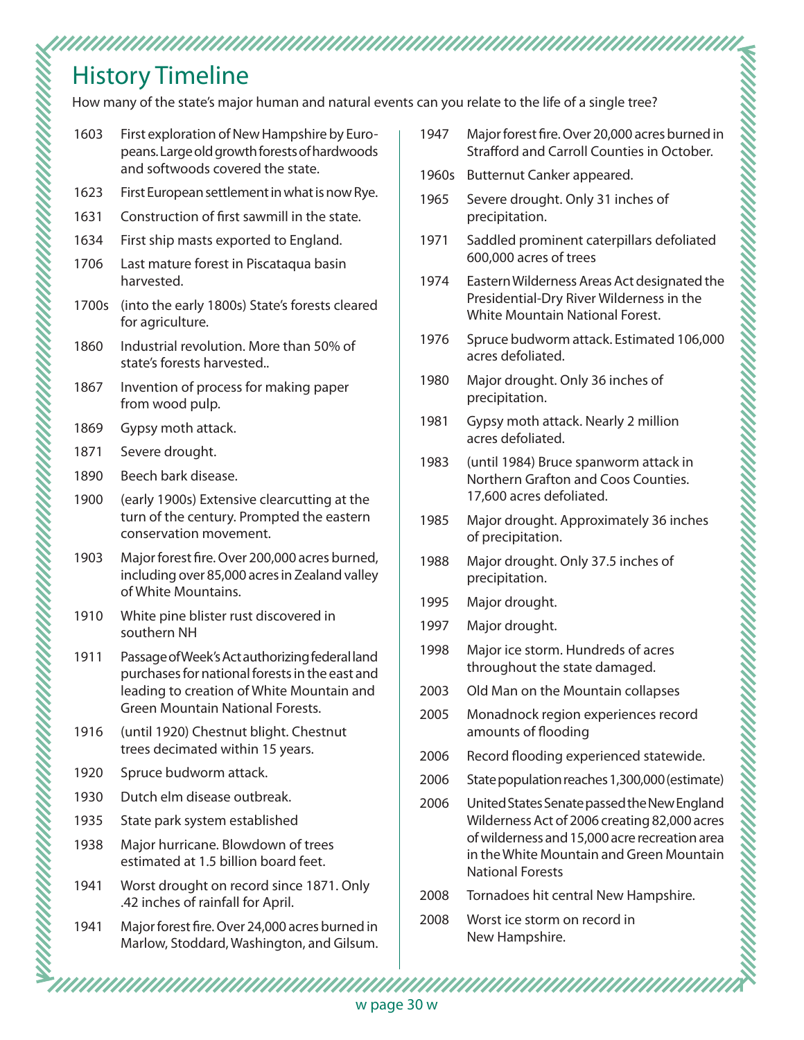## History Timeline

How many of the state's major human and natural events can you relate to the life of a single tree?

| Year | Event |
|---|---|
| 1603 | First exploration of New Hampshire by Europeans. Large old growth forests of hardwoods and softwoods covered the state. |
| 1623 | First European settlement in what is now Rye. |
| 1631 | Construction of first sawmill in the state. |
| 1634 | First ship masts exported to England. |
| 1706 | Last mature forest in Piscataqua basin harvested. |
| 1700s | (into the early 1800s) State's forests cleared for agriculture. |
| 1860 | Industrial revolution. More than 50% of state's forests harvested.. |
| 1867 | Invention of process for making paper from wood pulp. |
| 1869 | Gypsy moth attack. |
| 1871 | Severe drought. |
| 1890 | Beech bark disease. |
| 1900 | (early 1900s) Extensive clearcutting at the turn of the century. Prompted the eastern conservation movement. |
| 1903 | Major forest fire. Over 200,000 acres burned, including over 85,000 acres in Zealand valley of White Mountains. |
| 1910 | White pine blister rust discovered in southern NH |
| 1911 | Passage of Week's Act authorizing federal land purchases for national forests in the east and leading to creation of White Mountain and Green Mountain National Forests. |
| 1916 | (until 1920) Chestnut blight. Chestnut trees decimated within 15 years. |
| 1920 | Spruce budworm attack. |
| 1930 | Dutch elm disease outbreak. |
| 1935 | State park system established |
| 1938 | Major hurricane. Blowdown of trees estimated at 1.5 billion board feet. |
| 1941 | Worst drought on record since 1871. Only .42 inches of rainfall for April. |
| 1941 | Major forest fire. Over 24,000 acres burned in Marlow, Stoddard, Washington, and Gilsum. |
| 1947 | Major forest fire. Over 20,000 acres burned in Strafford and Carroll Counties in October. |
| 1960s | Butternut Canker appeared. |
| 1965 | Severe drought. Only 31 inches of precipitation. |
| 1971 | Saddled prominent caterpillars defoliated 600,000 acres of trees |
| 1974 | Eastern Wilderness Areas Act designated the Presidential-Dry River Wilderness in the White Mountain National Forest. |
| 1976 | Spruce budworm attack. Estimated 106,000 acres defoliated. |
| 1980 | Major drought. Only 36 inches of precipitation. |
| 1981 | Gypsy moth attack. Nearly 2 million acres defoliated. |
| 1983 | (until 1984) Bruce spanworm attack in Northern Grafton and Coos Counties. 17,600 acres defoliated. |
| 1985 | Major drought. Approximately 36 inches of precipitation. |
| 1988 | Major drought. Only 37.5 inches of precipitation. |
| 1995 | Major drought. |
| 1997 | Major drought. |
| 1998 | Major ice storm. Hundreds of acres throughout the state damaged. |
| 2003 | Old Man on the Mountain collapses |
| 2005 | Monadnock region experiences record amounts of flooding |
| 2006 | Record flooding experienced statewide. |
| 2006 | State population reaches 1,300,000 (estimate) |
| 2006 | United States Senate passed the New England Wilderness Act of 2006 creating 82,000 acres of wilderness and 15,000 acre recreation area in the White Mountain and Green Mountain National Forests |
| 2008 | Tornadoes hit central New Hampshire. |
| 2008 | Worst ice storm on record in New Hampshire. |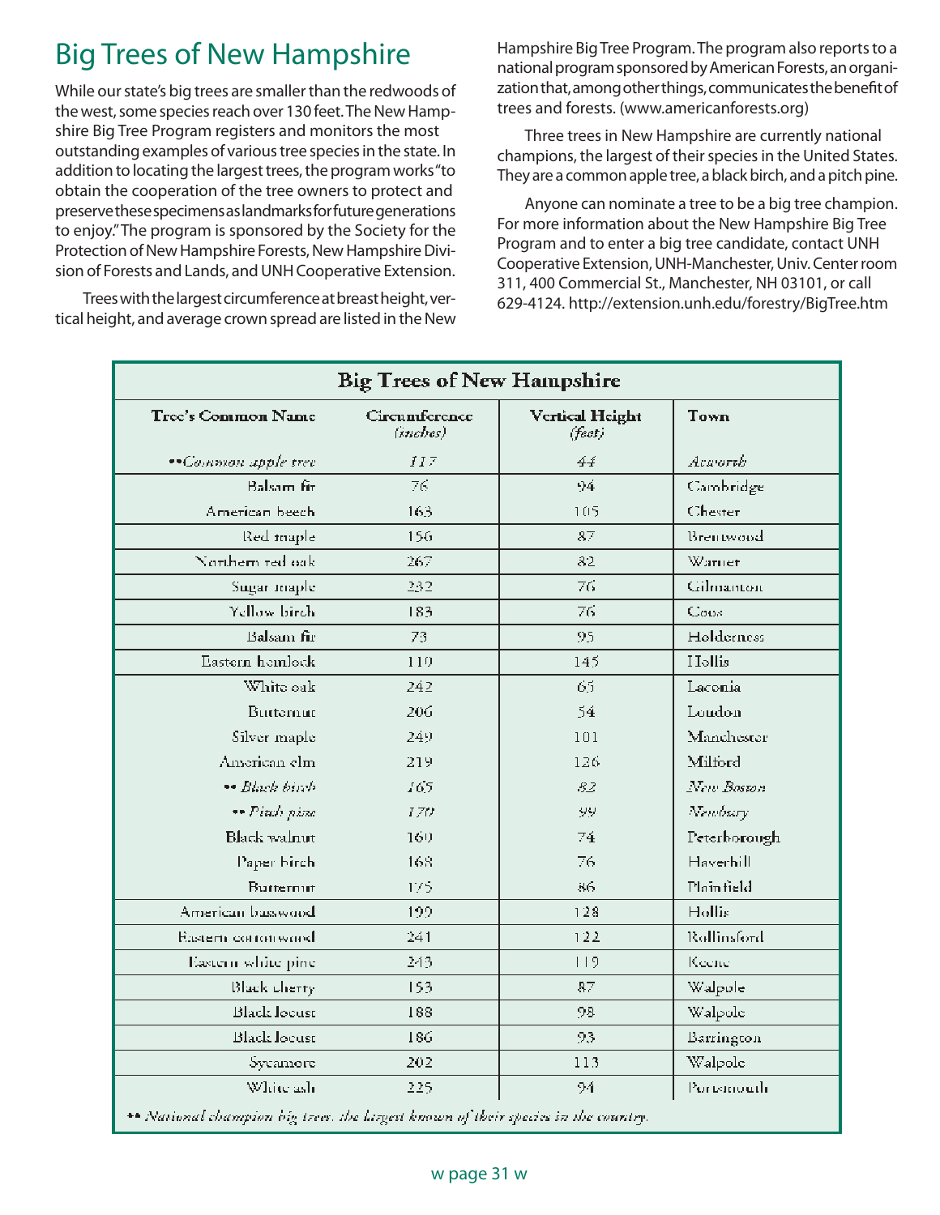# Big Trees of New Hampshire

While our state's big trees are smaller than the redwoods of the west, some species reach over 130 feet. The New Hampshire Big Tree Program registers and monitors the most outstanding examples of various tree species in the state. In addition to locating the largest trees, the program works "to obtain the cooperation of the tree owners to protect and preserve these specimens as landmarks for future generations to enjoy." The program is sponsored by the Society for the Protection of New Hampshire Forests, New Hampshire Division of Forests and Lands, and UNH Cooperative Extension.

Trees with the largest circumference at breast height, vertical height, and average crown spread are listed in the New Hampshire Big Tree Program. The program also reports to a national program sponsored by American Forests, an organization that, among other things, communicates the benefit of trees and forests. (www.americanforests.org)

Three trees in New Hampshire are currently national champions, the largest of their species in the United States. They are a common apple tree, a black birch, and a pitch pine.

Anyone can nominate a tree to be a big tree champion. For more information about the New Hampshire Big Tree Program and to enter a big tree candidate, contact UNH Cooperative Extension, UNH-Manchester, Univ. Center room 311, 400 Commercial St., Manchester, NH 03101, or call 629-4124. http://extension.unh.edu/forestry/BigTree.htm

**Big Trees of New Hampshire**

| Tree's Common Name | Circumference (inches) | Vertical Height (feet) | Town |
|---|---|---|---|
| ***Common apple tree* | *117* | *44* | *Acworth* |
| Balsam fir | 76 | 94 | Cambridge |
| American beech | 163 | 105 | Chester |
| Red maple | 156 | 87 | Brentwood |
| Northern red oak | 267 | 82 | Warner |
| Sugar maple | 232 | 76 | Gilmanton |
| Yellow birch | 183 | 76 | Coos |
| Balsam fir | 73 | 95 | Holderness |
| Eastern hemlock | 110 | 145 | Hollis |
| White oak | 242 | 65 | Laconia |
| Butternut | 206 | 54 | Loudon |
| Silver maple | 249 | 101 | Manchester |
| American elm | 219 | 126 | Milford |
| ** *Black birch* | *165* | *82* | *New Boston* |
| ** *Pitch pine* | *170* | *99* | *Newbury* |
| Black walnut | 160 | 74 | Peterborough |
| Paper birch | 168 | 76 | Haverhill |
| Butternut | 175 | 86 | Plainfield |
| American basswood | 199 | 128 | Hollis |
| Eastern cottonwood | 241 | 122 | Rollinsford |
| Eastern white pine | 243 | 119 | Keene |
| Black cherry | 153 | 87 | Walpole |
| Black locust | 188 | 98 | Walpole |
| Black locust | 186 | 93 | Barrington |
| Sycamore | 202 | 113 | Walpole |
| White ash | 225 | 94 | Portsmouth |

** *National champion big trees, the largest known of their species in the country.*